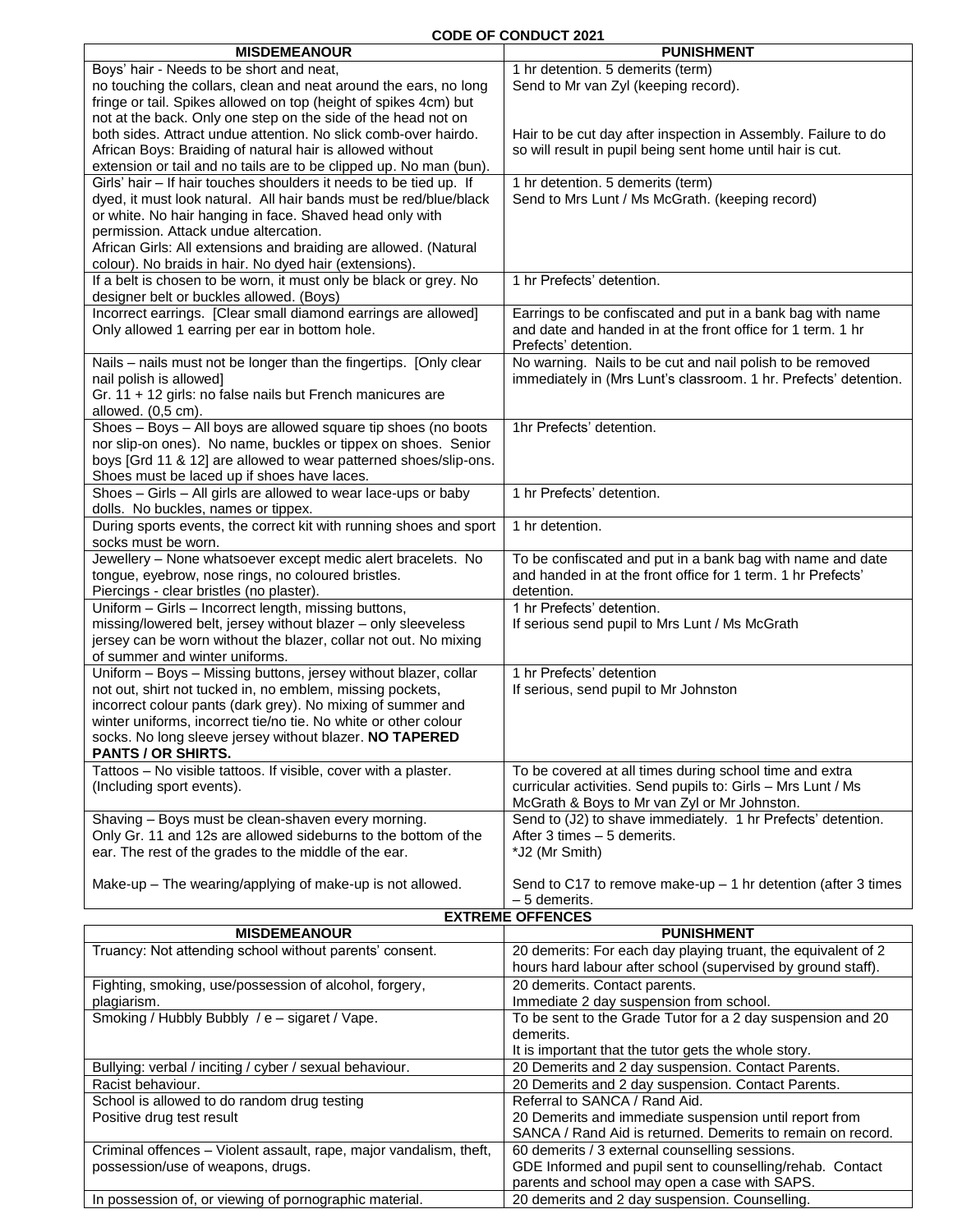**CODE OF CONDUCT 2021**

| MISDEMEANOUR | PUNISHMENT |
|---|---|
| Boys' hair - Needs to be short and neat, no touching the collars, clean and neat around the ears, no long fringe or tail. Spikes allowed on top (height of spikes 4cm) but not at the back. Only one step on the side of the head not on both sides. Attract undue attention. No slick comb-over hairdo. African Boys: Braiding of natural hair is allowed without extension or tail and no tails are to be clipped up. No man (bun). | 1 hr detention. 5 demerits (term) Send to Mr van Zyl (keeping record). Hair to be cut day after inspection in Assembly. Failure to do so will result in pupil being sent home until hair is cut. |
| Girls' hair – If hair touches shoulders it needs to be tied up. If dyed, it must look natural. All hair bands must be red/blue/black or white. No hair hanging in face. Shaved head only with permission. Attack undue altercation. African Girls: All extensions and braiding are allowed. (Natural colour). No braids in hair. No dyed hair (extensions). | 1 hr detention. 5 demerits (term) Send to Mrs Lunt / Ms McGrath. (keeping record) |
| If a belt is chosen to be worn, it must only be black or grey. No designer belt or buckles allowed. (Boys) | 1 hr Prefects' detention. |
| Incorrect earrings. [Clear small diamond earrings are allowed] Only allowed 1 earring per ear in bottom hole. | Earrings to be confiscated and put in a bank bag with name and date and handed in at the front office for 1 term. 1 hr Prefects' detention. |
| Nails – nails must not be longer than the fingertips. [Only clear nail polish is allowed] Gr. 11 + 12 girls: no false nails but French manicures are allowed. (0,5 cm). | No warning. Nails to be cut and nail polish to be removed immediately in (Mrs Lunt's classroom. 1 hr. Prefects' detention. |
| Shoes – Boys – All boys are allowed square tip shoes (no boots nor slip-on ones). No name, buckles or tippex on shoes. Senior boys [Grd 11 & 12] are allowed to wear patterned shoes/slip-ons. Shoes must be laced up if shoes have laces. | 1hr Prefects' detention. |
| Shoes – Girls – All girls are allowed to wear lace-ups or baby dolls. No buckles, names or tippex. | 1 hr Prefects' detention. |
| During sports events, the correct kit with running shoes and sport socks must be worn. | 1 hr detention. |
| Jewellery – None whatsoever except medic alert bracelets. No tongue, eyebrow, nose rings, no coloured bristles. Piercings - clear bristles (no plaster). | To be confiscated and put in a bank bag with name and date and handed in at the front office for 1 term. 1 hr Prefects' detention. |
| Uniform – Girls – Incorrect length, missing buttons, missing/lowered belt, jersey without blazer – only sleeveless jersey can be worn without the blazer, collar not out. No mixing of summer and winter uniforms. | 1 hr Prefects' detention. If serious send pupil to Mrs Lunt / Ms McGrath |
| Uniform – Boys – Missing buttons, jersey without blazer, collar not out, shirt not tucked in, no emblem, missing pockets, incorrect colour pants (dark grey). No mixing of summer and winter uniforms, incorrect tie/no tie. No white or other colour socks. No long sleeve jersey without blazer. **NO TAPERED PANTS / OR SHIRTS.** | 1 hr Prefects' detention If serious, send pupil to Mr Johnston |
| Tattoos – No visible tattoos. If visible, cover with a plaster. (Including sport events). | To be covered at all times during school time and extra curricular activities. Send pupils to: Girls – Mrs Lunt / Ms McGrath & Boys to Mr van Zyl or Mr Johnston. |
| Shaving – Boys must be clean-shaven every morning. Only Gr. 11 and 12s are allowed sideburns to the bottom of the ear. The rest of the grades to the middle of the ear. Make-up – The wearing/applying of make-up is not allowed. | Send to (J2) to shave immediately. 1 hr Prefects' detention. After 3 times – 5 demerits. *J2 (Mr Smith) Send to C17 to remove make-up – 1 hr detention (after 3 times – 5 demerits. |

**EXTREME OFFENCES**

| MISDEMEANOUR | PUNISHMENT |
|---|---|
| Truancy: Not attending school without parents' consent. | 20 demerits: For each day playing truant, the equivalent of 2 hours hard labour after school (supervised by ground staff). |
| Fighting, smoking, use/possession of alcohol, forgery, plagiarism. | 20 demerits. Contact parents. Immediate 2 day suspension from school. |
| Smoking / Hubbly Bubbly / e – sigaret / Vape. | To be sent to the Grade Tutor for a 2 day suspension and 20 demerits. It is important that the tutor gets the whole story. |
| Bullying: verbal / inciting / cyber / sexual behaviour. | 20 Demerits and 2 day suspension. Contact Parents. |
| Racist behaviour. | 20 Demerits and 2 day suspension. Contact Parents. |
| School is allowed to do random drug testing Positive drug test result | Referral to SANCA / Rand Aid. 20 Demerits and immediate suspension until report from SANCA / Rand Aid is returned. Demerits to remain on record. |
| Criminal offences – Violent assault, rape, major vandalism, theft, possession/use of weapons, drugs. | 60 demerits / 3 external counselling sessions. GDE Informed and pupil sent to counselling/rehab. Contact parents and school may open a case with SAPS. |
| In possession of, or viewing of pornographic material. | 20 demerits and 2 day suspension. Counselling. |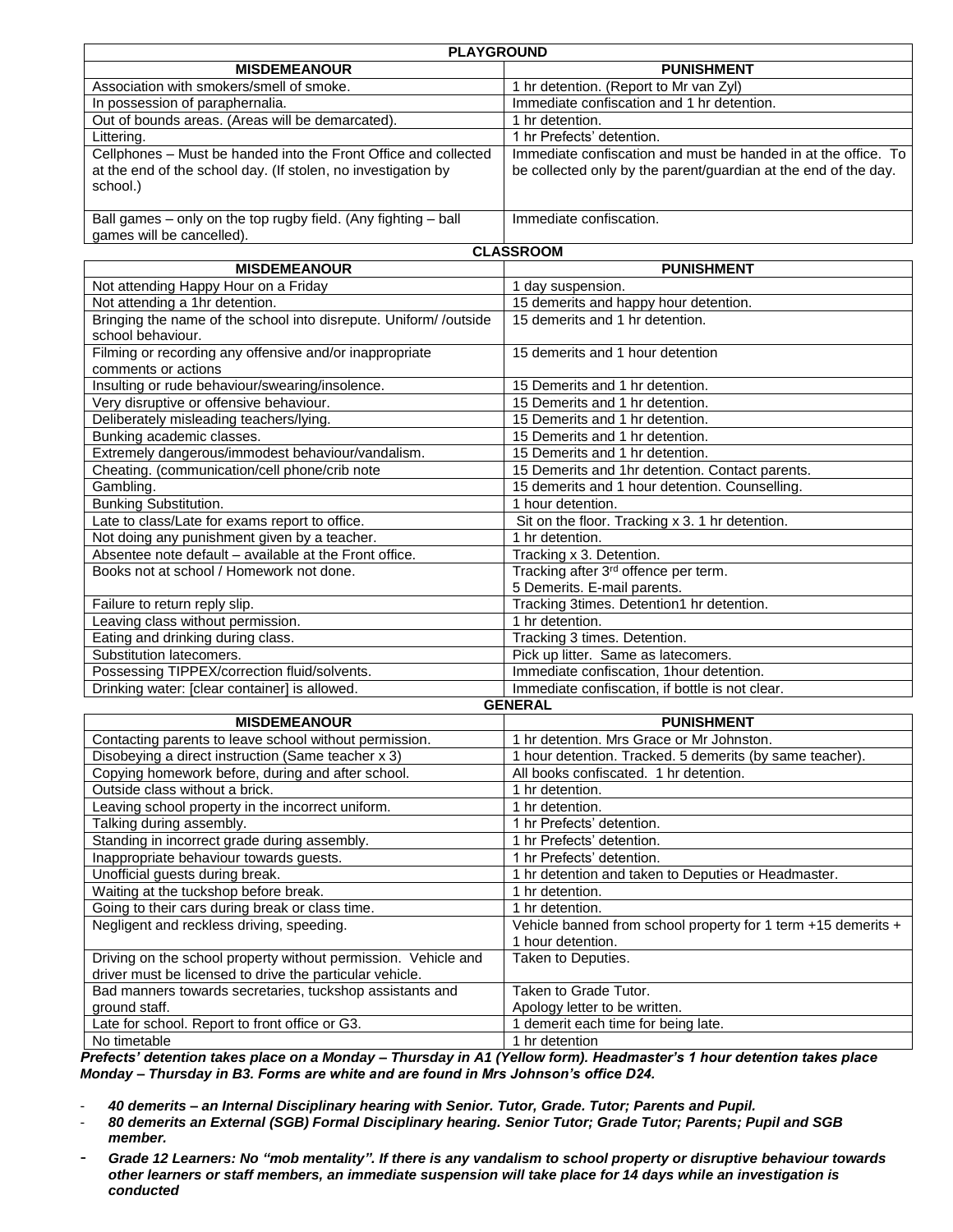| PLAYGROUND | |
|---|---|
| **MISDEMEANOUR** | **PUNISHMENT** |
| Association with smokers/smell of smoke. | 1 hr detention. (Report to Mr van Zyl) |
| In possession of paraphernalia. | Immediate confiscation and 1 hr detention. |
| Out of bounds areas. (Areas will be demarcated). | 1 hr detention. |
| Littering. | 1 hr Prefects' detention. |
| Cellphones – Must be handed into the Front Office and collected at the end of the school day. (If stolen, no investigation by school.) | Immediate confiscation and must be handed in at the office. To be collected only by the parent/guardian at the end of the day. |
| Ball games – only on the top rugby field. (Any fighting – ball games will be cancelled). | Immediate confiscation. |

| CLASSROOM | |
|---|---|
| **MISDEMEANOUR** | **PUNISHMENT** |
| Not attending Happy Hour on a Friday | 1 day suspension. |
| Not attending a 1hr detention. | 15 demerits and happy hour detention. |
| Bringing the name of the school into disrepute. Uniform/ /outside school behaviour. | 15 demerits and 1 hr detention. |
| Filming or recording any offensive and/or inappropriate comments or actions | 15 demerits and 1 hour detention |
| Insulting or rude behaviour/swearing/insolence. | 15 Demerits and 1 hr detention. |
| Very disruptive or offensive behaviour. | 15 Demerits and 1 hr detention. |
| Deliberately misleading teachers/lying. | 15 Demerits and 1 hr detention. |
| Bunking academic classes. | 15 Demerits and 1 hr detention. |
| Extremely dangerous/immodest behaviour/vandalism. | 15 Demerits and 1 hr detention. |
| Cheating. (communication/cell phone/crib note | 15 Demerits and 1hr detention. Contact parents. |
| Gambling. | 15 demerits and 1 hour detention. Counselling. |
| Bunking Substitution. | 1 hour detention. |
| Late to class/Late for exams report to office. | Sit on the floor. Tracking x 3. 1 hr detention. |
| Not doing any punishment given by a teacher. | 1 hr detention. |
| Absentee note default – available at the Front office. | Tracking x 3. Detention. |
| Books not at school / Homework not done. | Tracking after 3rd offence per term. 5 Demerits. E-mail parents. |
| Failure to return reply slip. | Tracking 3times. Detention1 hr detention. |
| Leaving class without permission. | 1 hr detention. |
| Eating and drinking during class. | Tracking 3 times. Detention. |
| Substitution latecomers. | Pick up litter. Same as latecomers. |
| Possessing TIPPEX/correction fluid/solvents. | Immediate confiscation, 1hour detention. |
| Drinking water: [clear container] is allowed. | Immediate confiscation, if bottle is not clear. |

| GENERAL | |
|---|---|
| **MISDEMEANOUR** | **PUNISHMENT** |
| Contacting parents to leave school without permission. | 1 hr detention. Mrs Grace or Mr Johnston. |
| Disobeying a direct instruction (Same teacher x 3) | 1 hour detention. Tracked. 5 demerits (by same teacher). |
| Copying homework before, during and after school. | All books confiscated. 1 hr detention. |
| Outside class without a brick. | 1 hr detention. |
| Leaving school property in the incorrect uniform. | 1 hr detention. |
| Talking during assembly. | 1 hr Prefects' detention. |
| Standing in incorrect grade during assembly. | 1 hr Prefects' detention. |
| Inappropriate behaviour towards guests. | 1 hr Prefects' detention. |
| Unofficial guests during break. | 1 hr detention and taken to Deputies or Headmaster. |
| Waiting at the tuckshop before break. | 1 hr detention. |
| Going to their cars during break or class time. | 1 hr detention. |
| Negligent and reckless driving, speeding. | Vehicle banned from school property for 1 term +15 demerits + 1 hour detention. |
| Driving on the school property without permission. Vehicle and driver must be licensed to drive the particular vehicle. | Taken to Deputies. |
| Bad manners towards secretaries, tuckshop assistants and ground staff. | Taken to Grade Tutor. Apology letter to be written. |
| Late for school. Report to front office or G3. | 1 demerit each time for being late. |
| No timetable | 1 hr detention |

***Prefects' detention takes place on a Monday – Thursday in A1 (Yellow form). Headmaster's 1 hour detention takes place Monday – Thursday in B3. Forms are white and are found in Mrs Johnson's office D24.***

- ***40 demerits – an Internal Disciplinary hearing with Senior. Tutor, Grade. Tutor; Parents and Pupil.***
- ***80 demerits an External (SGB) Formal Disciplinary hearing. Senior Tutor; Grade Tutor; Parents; Pupil and SGB member.***
- ***Grade 12 Learners: No "mob mentality". If there is any vandalism to school property or disruptive behaviour towards other learners or staff members, an immediate suspension will take place for 14 days while an investigation is conducted***